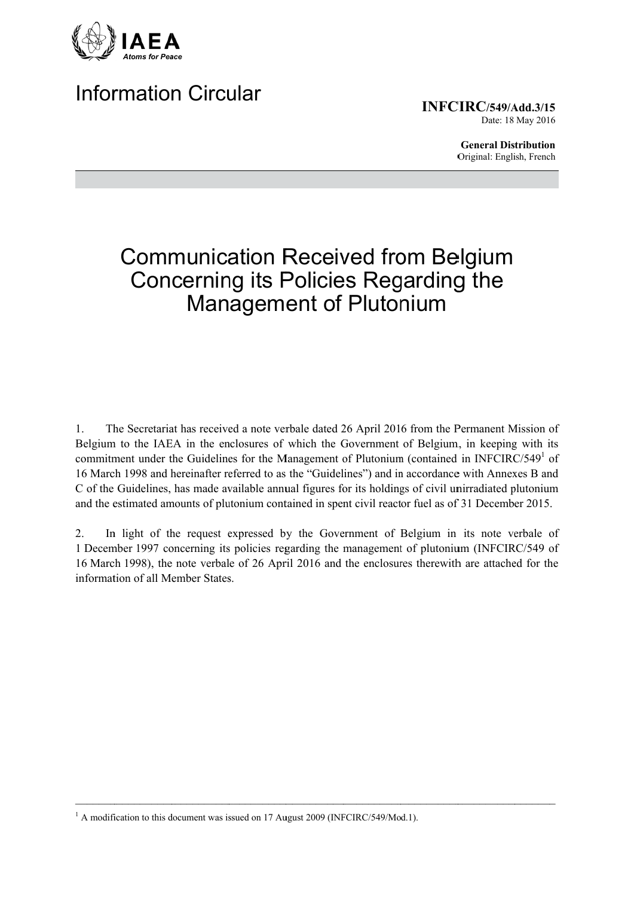IAEA
*Atoms for Peace*

# Information Circular

**INFCIRC/549/Add.3/15**
Date: 18 May 2016

**General Distribution**
Original: English, French

# Communication Received from Belgium Concerning its Policies Regarding the Management of Plutonium

1. The Secretariat has received a note verbale dated 26 April 2016 from the Permanent Mission of Belgium to the IAEA in the enclosures of which the Government of Belgium, in keeping with its commitment under the Guidelines for the Management of Plutonium (contained in INFCIRC/549[1] of 16 March 1998 and hereinafter referred to as the "Guidelines") and in accordance with Annexes B and C of the Guidelines, has made available annual figures for its holdings of civil unirradiated plutonium and the estimated amounts of plutonium contained in spent civil reactor fuel as of 31 December 2015.

2. In light of the request expressed by the Government of Belgium in its note verbale of 1 December 1997 concerning its policies regarding the management of plutonium (INFCIRC/549 of 16 March 1998), the note verbale of 26 April 2016 and the enclosures therewith are attached for the information of all Member States.

---

[1] A modification to this document was issued on 17 August 2009 (INFCIRC/549/Mod.1).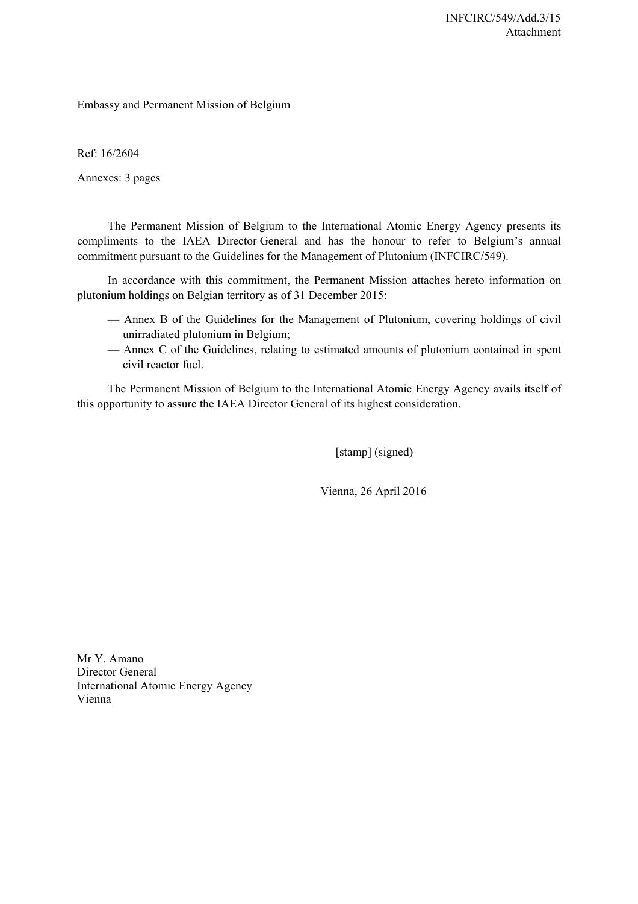Embassy and Permanent Mission of Belgium

Ref: 16/2604

Annexes: 3 pages

The Permanent Mission of Belgium to the International Atomic Energy Agency presents its compliments to the IAEA Director General and has the honour to refer to Belgium's annual commitment pursuant to the Guidelines for the Management of Plutonium (INFCIRC/549).

In accordance with this commitment, the Permanent Mission attaches hereto information on plutonium holdings on Belgian territory as of 31 December 2015:

— Annex B of the Guidelines for the Management of Plutonium, covering holdings of civil unirradiated plutonium in Belgium;

— Annex C of the Guidelines, relating to estimated amounts of plutonium contained in spent civil reactor fuel.

The Permanent Mission of Belgium to the International Atomic Energy Agency avails itself of this opportunity to assure the IAEA Director General of its highest consideration.

[stamp] (signed)

Vienna, 26 April 2016

Mr Y. Amano
Director General
International Atomic Energy Agency
Vienna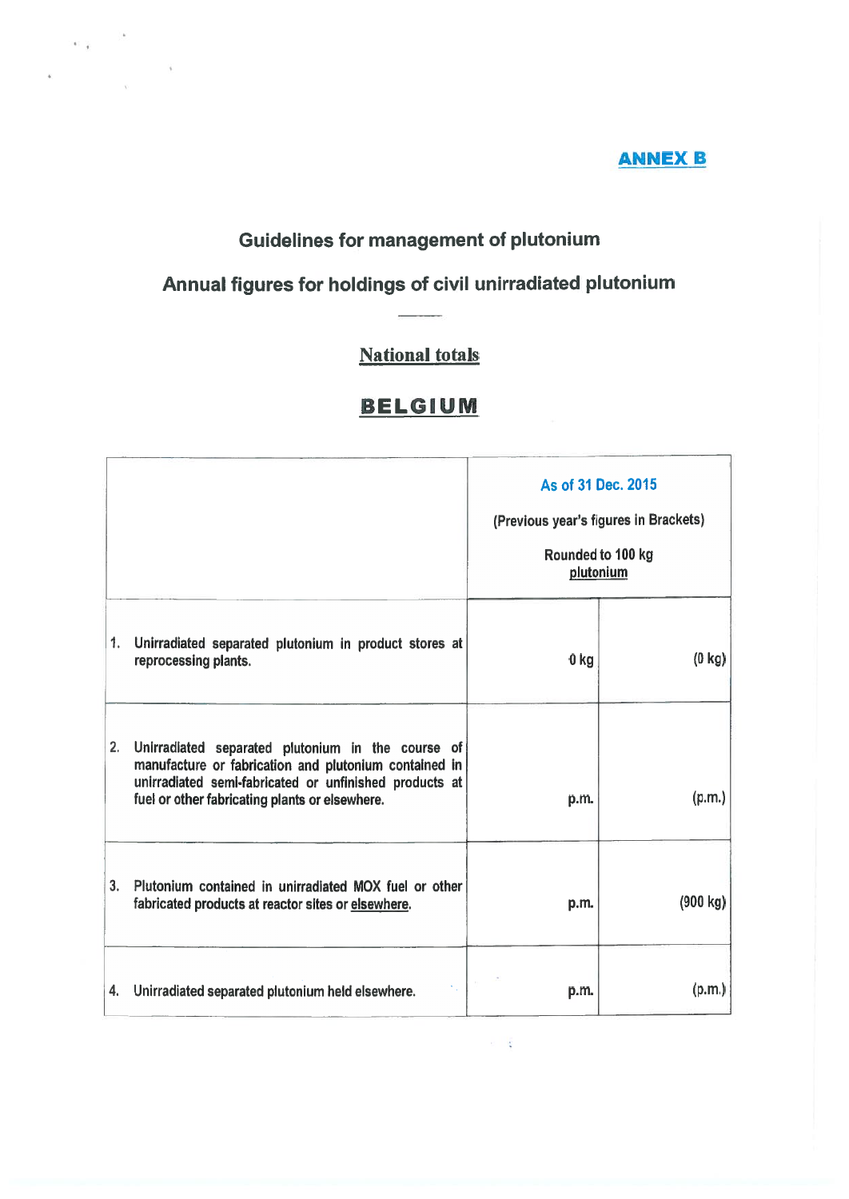**ANNEX B**

## Guidelines for management of plutonium

## Annual figures for holdings of civil unirradiated plutonium

---

### National totals

# BELGIUM

| | As of 31 Dec. 2015<br>(Previous year's figures in Brackets)<br>Rounded to 100 kg plutonium | |
|---|---|---|
| 1. Unirradiated separated plutonium in product stores at reprocessing plants. | 0 kg | (0 kg) |
| 2. Unirradiated separated plutonium in the course of manufacture or fabrication and plutonium contained in unirradiated semi-fabricated or unfinished products at fuel or other fabricating plants or elsewhere. | p.m. | (p.m.) |
| 3. Plutonium contained in unirradiated MOX fuel or other fabricated products at reactor sites or elsewhere. | p.m. | (900 kg) |
| 4. Unirradiated separated plutonium held elsewhere. | p.m. | (p.m.) |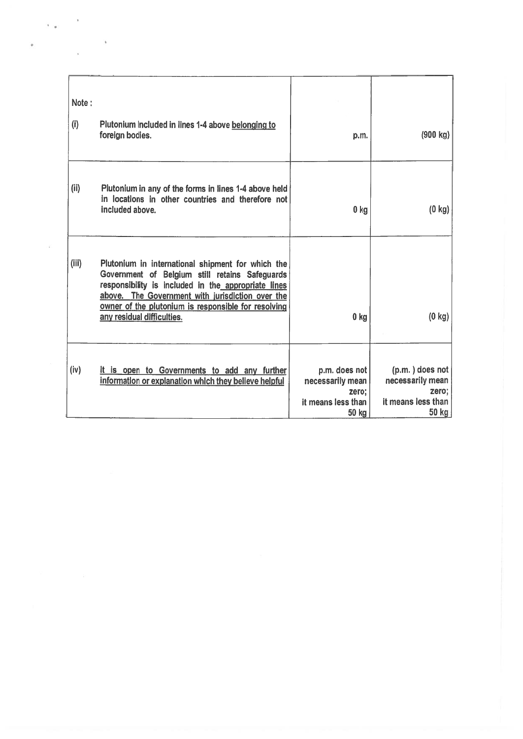| Note : | | | |
|---|---|---|---|
| (i) | Plutonium included in lines 1-4 above <u>belonging to</u> foreign bodies. | p.m. | (900 kg) |
| (ii) | Plutonium in any of the forms in lines 1-4 above held in locations in other countries and therefore not included above. | 0 kg | (0 kg) |
| (iii) | Plutonium in international shipment for which the Government of Belgium still retains Safeguards responsibility is included in the <u>appropriate lines above. The Government with jurisdiction over the owner of the plutonium is responsible for resolving any residual difficulties.</u> | 0 kg | (0 kg) |
| (iv) | <u>It is open to Governments to add any further information or explanation which they believe helpful</u> | p.m. does not necessarily mean zero; it means less than 50 kg | (p.m. ) does not necessarily mean zero; it means less than 50 kg |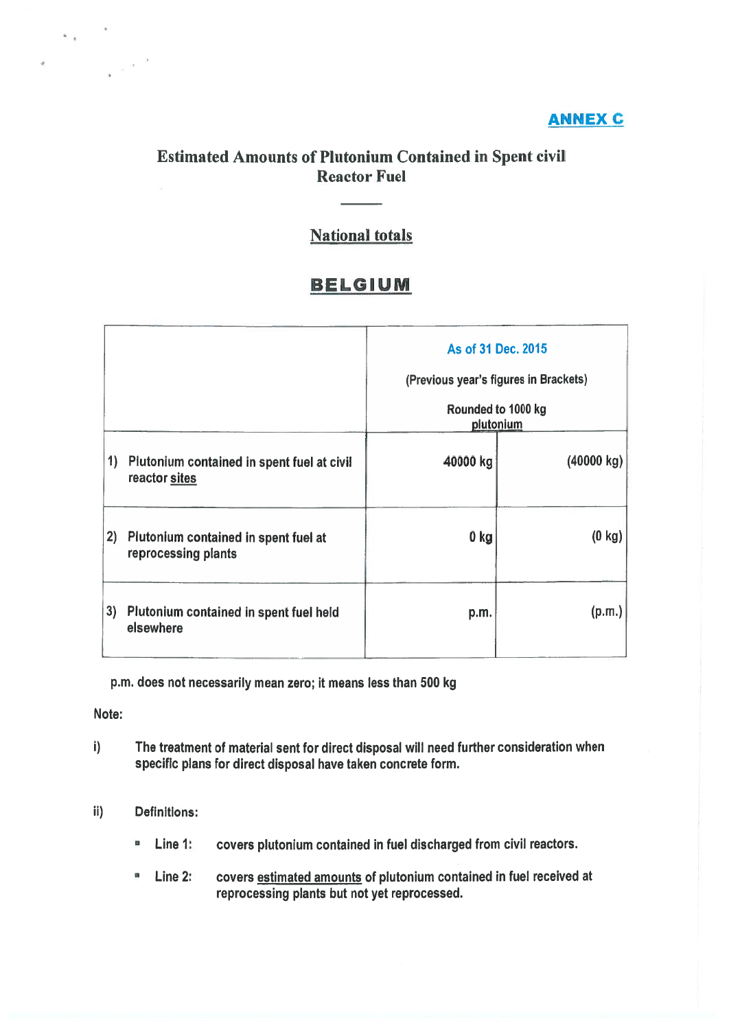**ANNEX C**

# Estimated Amounts of Plutonium Contained in Spent civil Reactor Fuel

## National totals

## BELGIUM

| | As of 31 Dec. 2015<br><br>(Previous year's figures in Brackets)<br><br>Rounded to 1000 kg plutonium | |
|---|---|---|
| 1) Plutonium contained in spent fuel at civil reactor sites | 40000 kg | (40000 kg) |
| 2) Plutonium contained in spent fuel at reprocessing plants | 0 kg | (0 kg) |
| 3) Plutonium contained in spent fuel held elsewhere | p.m. | (p.m.) |

p.m. does not necessarily mean zero; it means less than 500 kg

Note:

i) The treatment of material sent for direct disposal will need further consideration when specific plans for direct disposal have taken concrete form.

ii) Definitions:

- Line 1: covers plutonium contained in fuel discharged from civil reactors.
- Line 2: covers estimated amounts of plutonium contained in fuel received at reprocessing plants but not yet reprocessed.